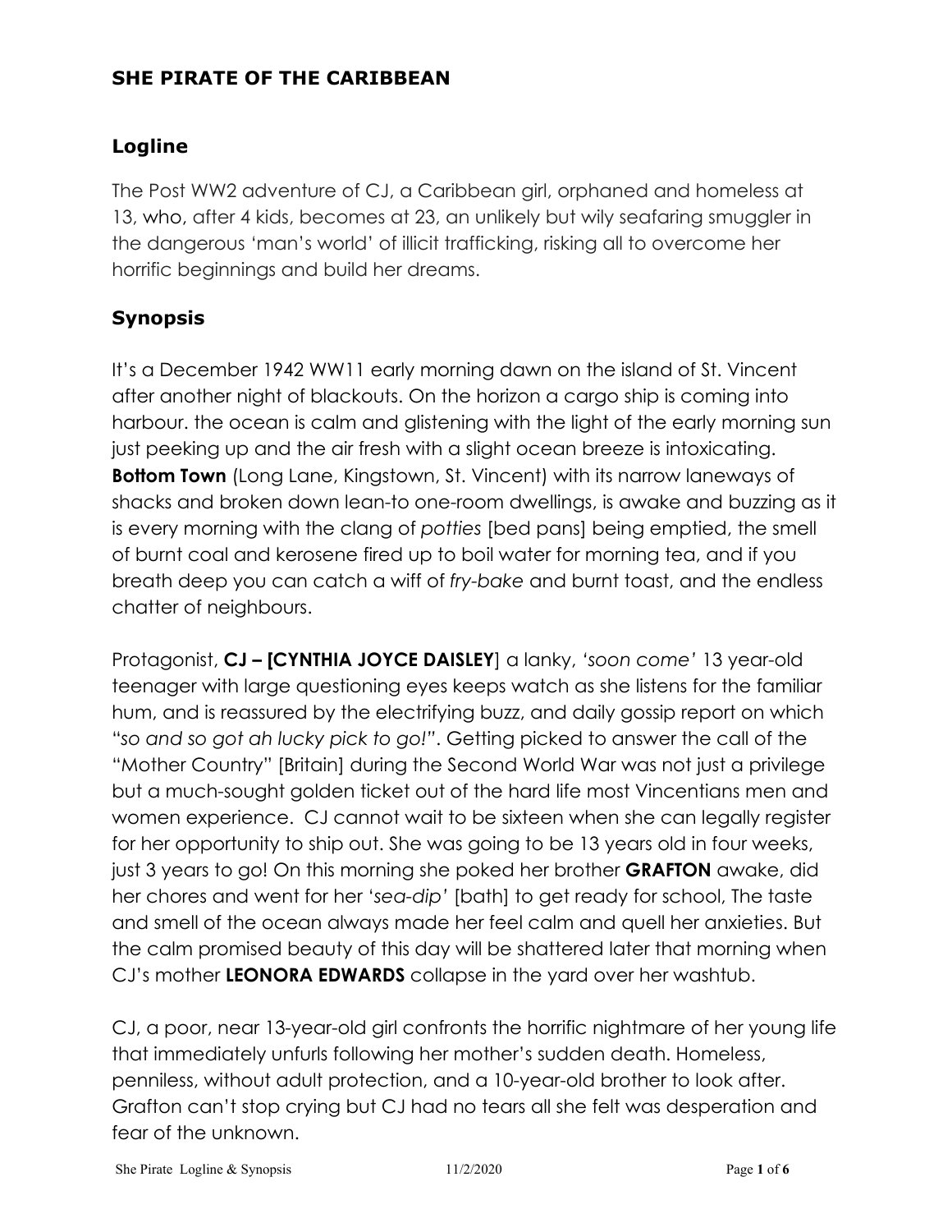## SHE PIRATE OF THE CARIBBEAN

### Logline

The Post WW2 adventure of CJ, a Caribbean girl, orphaned and homeless at 13, who, after 4 kids, becomes at 23, an unlikely but wily seafaring smuggler in the dangerous 'man's world' of illicit trafficking, risking all to overcome her horrific beginnings and build her dreams.

### Synopsis

It's a December 1942 WW11 early morning dawn on the island of St. Vincent after another night of blackouts. On the horizon a cargo ship is coming into harbour. the ocean is calm and glistening with the light of the early morning sun just peeking up and the air fresh with a slight ocean breeze is intoxicating. **Bottom Town** (Long Lane, Kingstown, St. Vincent) with its narrow laneways of shacks and broken down lean-to one-room dwellings, is awake and buzzing as it is every morning with the clang of *potties* [bed pans] being emptied, the smell of burnt coal and kerosene fired up to boil water for morning tea, and if you breath deep you can catch a wiff of *fry-bake* and burnt toast, and the endless chatter of neighbours.

Protagonist, **CJ – [CYNTHIA JOYCE DAISLEY**] a lanky, *'soon come'* 13 year-old teenager with large questioning eyes keeps watch as she listens for the familiar hum, and is reassured by the electrifying buzz, and daily gossip report on which "*so and so got ah lucky pick to go!*". Getting picked to answer the call of the "Mother Country" [Britain] during the Second World War was not just a privilege but a much-sought golden ticket out of the hard life most Vincentians men and women experience. CJ cannot wait to be sixteen when she can legally register for her opportunity to ship out. She was going to be 13 years old in four weeks, just 3 years to go! On this morning she poked her brother **GRAFTON** awake, did her chores and went for her '*sea-dip'* [bath] to get ready for school, The taste and smell of the ocean always made her feel calm and quell her anxieties. But the calm promised beauty of this day will be shattered later that morning when CJ's mother **LEONORA EDWARDS** collapse in the yard over her washtub.

CJ, a poor, near 13-year-old girl confronts the horrific nightmare of her young life that immediately unfurls following her mother's sudden death. Homeless, penniless, without adult protection, and a 10-year-old brother to look after. Grafton can't stop crying but CJ had no tears all she felt was desperation and fear of the unknown.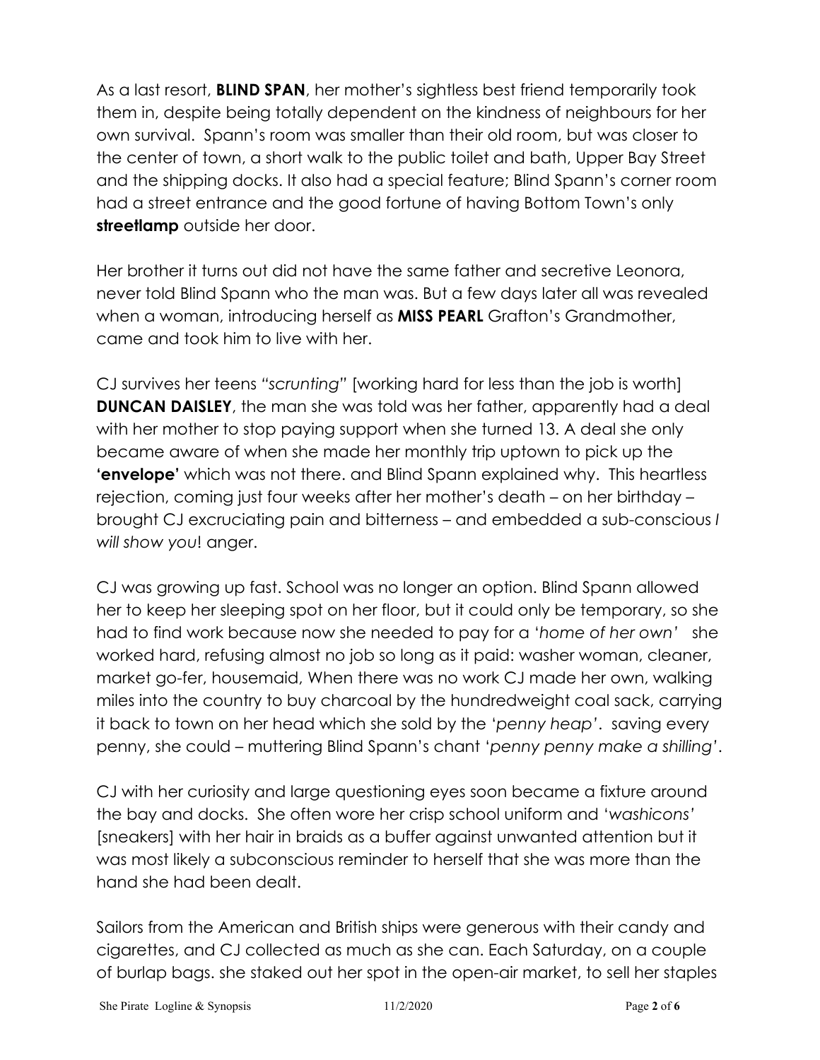As a last resort, **BLIND SPAN**, her mother's sightless best friend temporarily took them in, despite being totally dependent on the kindness of neighbours for her own survival. Spann's room was smaller than their old room, but was closer to the center of town, a short walk to the public toilet and bath, Upper Bay Street and the shipping docks. It also had a special feature; Blind Spann's corner room had a street entrance and the good fortune of having Bottom Town's only **streetlamp** outside her door.

Her brother it turns out did not have the same father and secretive Leonora, never told Blind Spann who the man was. But a few days later all was revealed when a woman, introducing herself as **MISS PEARL** Grafton's Grandmother, came and took him to live with her.

CJ survives her teens *"scrunting"* [working hard for less than the job is worth] **DUNCAN DAISLEY**, the man she was told was her father, apparently had a deal with her mother to stop paying support when she turned 13. A deal she only became aware of when she made her monthly trip uptown to pick up the **'envelope'** which was not there. and Blind Spann explained why. This heartless rejection, coming just four weeks after her mother's death – on her birthday – brought CJ excruciating pain and bitterness – and embedded a sub-conscious *I will show you*! anger.

CJ was growing up fast. School was no longer an option. Blind Spann allowed her to keep her sleeping spot on her floor, but it could only be temporary, so she had to find work because now she needed to pay for a '*home of her own*' she worked hard, refusing almost no job so long as it paid: washer woman, cleaner, market go-fer, housemaid, When there was no work CJ made her own, walking miles into the country to buy charcoal by the hundredweight coal sack, carrying it back to town on her head which she sold by the '*penny heap*'. saving every penny, she could – muttering Blind Spann's chant '*penny penny make a shilling*'.

CJ with her curiosity and large questioning eyes soon became a fixture around the bay and docks. She often wore her crisp school uniform and '*washicons*' [sneakers] with her hair in braids as a buffer against unwanted attention but it was most likely a subconscious reminder to herself that she was more than the hand she had been dealt.

Sailors from the American and British ships were generous with their candy and cigarettes, and CJ collected as much as she can. Each Saturday, on a couple of burlap bags. she staked out her spot in the open-air market, to sell her staples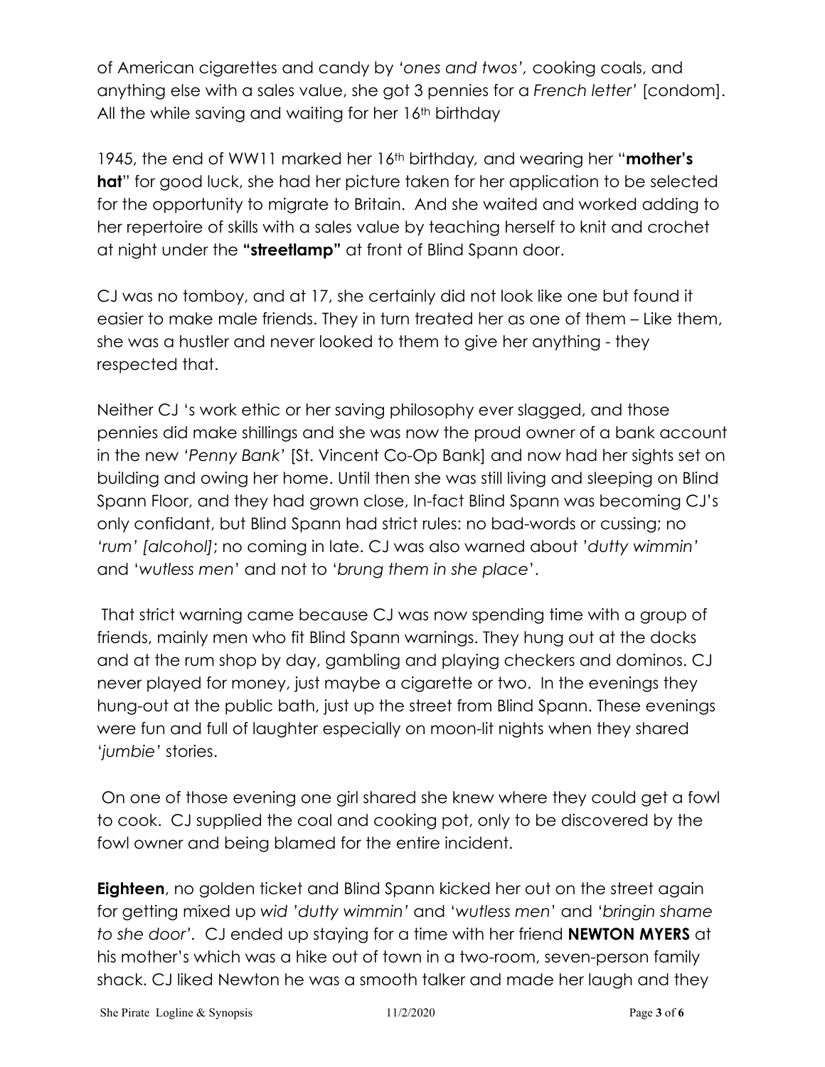of American cigarettes and candy by *'ones and twos',* cooking coals, and anything else with a sales value, she got 3 pennies for a *French letter'* [condom]. All the while saving and waiting for her 16th birthday

1945, the end of WW11 marked her 16th birthday, and wearing her "**mother's hat**" for good luck, she had her picture taken for her application to be selected for the opportunity to migrate to Britain. And she waited and worked adding to her repertoire of skills with a sales value by teaching herself to knit and crochet at night under the **"streetlamp"** at front of Blind Spann door.

CJ was no tomboy, and at 17, she certainly did not look like one but found it easier to make male friends. They in turn treated her as one of them – Like them, she was a hustler and never looked to them to give her anything - they respected that.

Neither CJ 's work ethic or her saving philosophy ever slagged, and those pennies did make shillings and she was now the proud owner of a bank account in the new *'Penny Bank'* [St. Vincent Co-Op Bank] and now had her sights set on building and owing her home. Until then she was still living and sleeping on Blind Spann Floor, and they had grown close, In-fact Blind Spann was becoming CJ's only confidant, but Blind Spann had strict rules: no bad-words or cussing; no *'rum' [alcohol]*; no coming in late. CJ was also warned about *'dutty wimmin'* and '*wutless men*' and not to '*brung them in she place*'.

That strict warning came because CJ was now spending time with a group of friends, mainly men who fit Blind Spann warnings. They hung out at the docks and at the rum shop by day, gambling and playing checkers and dominos. CJ never played for money, just maybe a cigarette or two. In the evenings they hung-out at the public bath, just up the street from Blind Spann. These evenings were fun and full of laughter especially on moon-lit nights when they shared *'jumbie'* stories.

On one of those evening one girl shared she knew where they could get a fowl to cook. CJ supplied the coal and cooking pot, only to be discovered by the fowl owner and being blamed for the entire incident.

**Eighteen**, no golden ticket and Blind Spann kicked her out on the street again for getting mixed up *wid 'dutty wimmin'* and '*wutless men*' and '*bringin shame to she door'*. CJ ended up staying for a time with her friend **NEWTON MYERS** at his mother's which was a hike out of town in a two-room, seven-person family shack. CJ liked Newton he was a smooth talker and made her laugh and they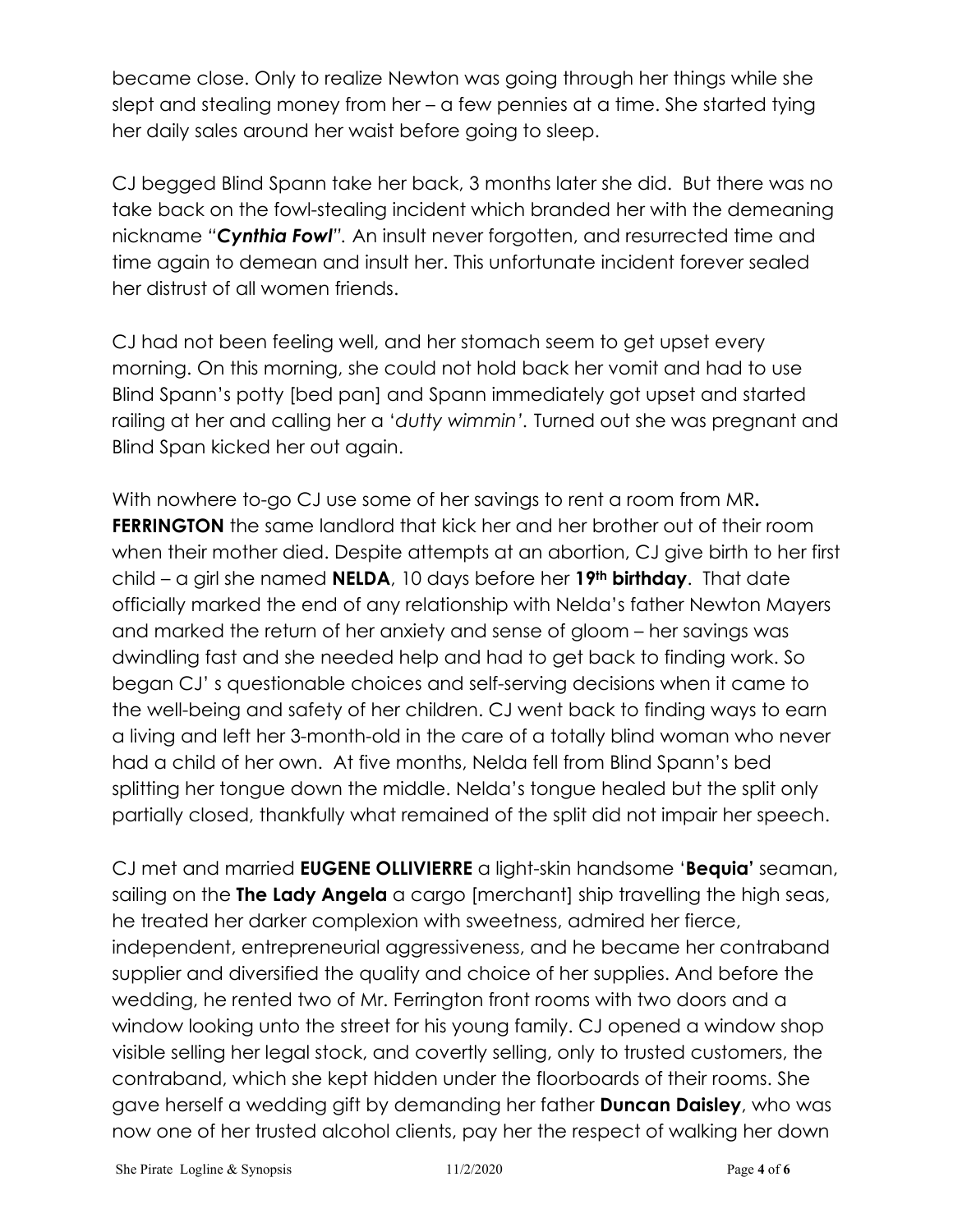became close. Only to realize Newton was going through her things while she slept and stealing money from her – a few pennies at a time. She started tying her daily sales around her waist before going to sleep.

CJ begged Blind Spann take her back, 3 months later she did. But there was no take back on the fowl-stealing incident which branded her with the demeaning nickname "***Cynthia Fowl***". An insult never forgotten, and resurrected time and time again to demean and insult her. This unfortunate incident forever sealed her distrust of all women friends.

CJ had not been feeling well, and her stomach seem to get upset every morning. On this morning, she could not hold back her vomit and had to use Blind Spann's potty [bed pan] and Spann immediately got upset and started railing at her and calling her a '*dutty wimmin'*. Turned out she was pregnant and Blind Span kicked her out again.

With nowhere to-go CJ use some of her savings to rent a room from MR**. FERRINGTON** the same landlord that kick her and her brother out of their room when their mother died. Despite attempts at an abortion, CJ give birth to her first child – a girl she named **NELDA**, 10 days before her **19th birthday**. That date officially marked the end of any relationship with Nelda's father Newton Mayers and marked the return of her anxiety and sense of gloom – her savings was dwindling fast and she needed help and had to get back to finding work. So began CJ' s questionable choices and self-serving decisions when it came to the well-being and safety of her children. CJ went back to finding ways to earn a living and left her 3-month-old in the care of a totally blind woman who never had a child of her own. At five months, Nelda fell from Blind Spann's bed splitting her tongue down the middle. Nelda's tongue healed but the split only partially closed, thankfully what remained of the split did not impair her speech.

CJ met and married **EUGENE OLLIVIERRE** a light-skin handsome '**Bequia'** seaman, sailing on the **The Lady Angela** a cargo [merchant] ship travelling the high seas, he treated her darker complexion with sweetness, admired her fierce, independent, entrepreneurial aggressiveness, and he became her contraband supplier and diversified the quality and choice of her supplies. And before the wedding, he rented two of Mr. Ferrington front rooms with two doors and a window looking unto the street for his young family. CJ opened a window shop visible selling her legal stock, and covertly selling, only to trusted customers, the contraband, which she kept hidden under the floorboards of their rooms. She gave herself a wedding gift by demanding her father **Duncan Daisley**, who was now one of her trusted alcohol clients, pay her the respect of walking her down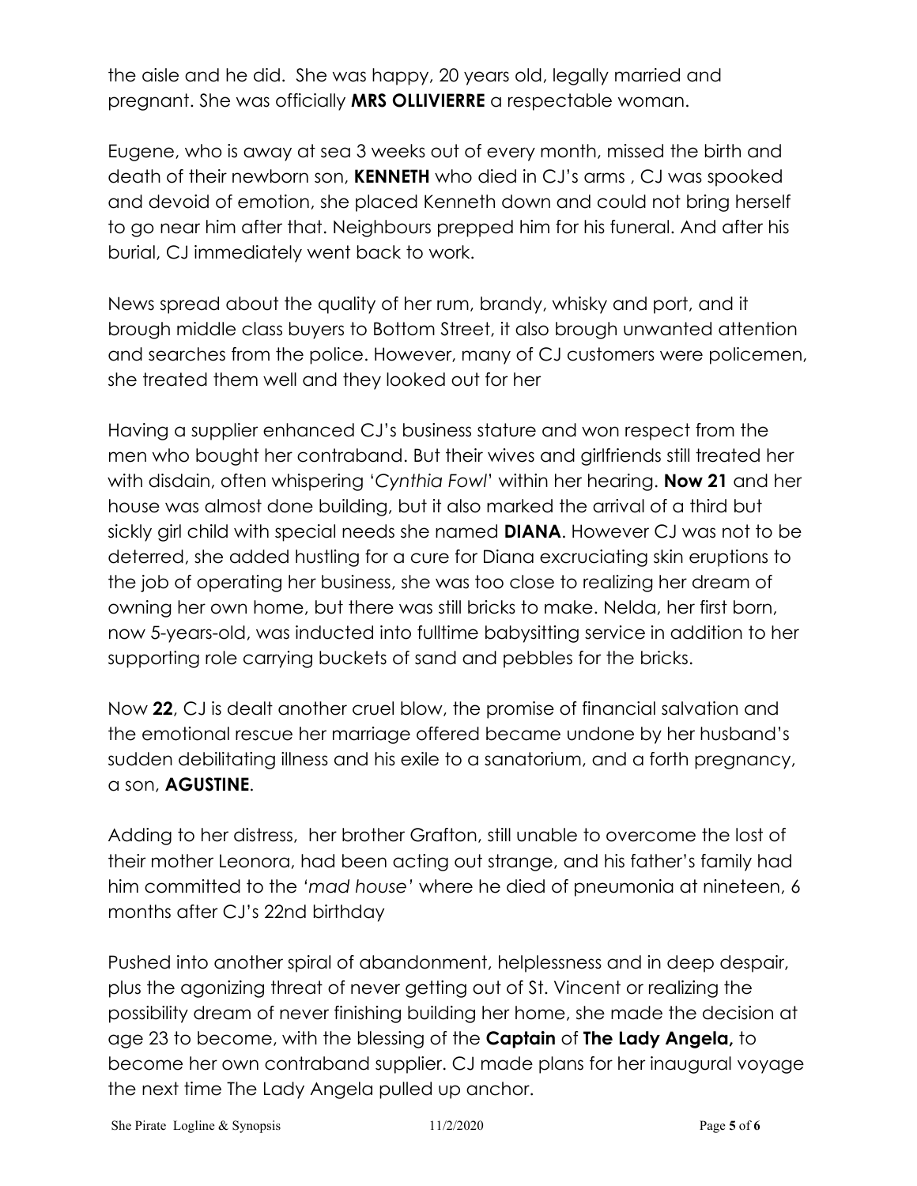the aisle and he did. She was happy, 20 years old, legally married and pregnant. She was officially **MRS OLLIVIERRE** a respectable woman.

Eugene, who is away at sea 3 weeks out of every month, missed the birth and death of their newborn son, **KENNETH** who died in CJ's arms , CJ was spooked and devoid of emotion, she placed Kenneth down and could not bring herself to go near him after that. Neighbours prepped him for his funeral. And after his burial, CJ immediately went back to work.

News spread about the quality of her rum, brandy, whisky and port, and it brough middle class buyers to Bottom Street, it also brough unwanted attention and searches from the police. However, many of CJ customers were policemen, she treated them well and they looked out for her

Having a supplier enhanced CJ's business stature and won respect from the men who bought her contraband. But their wives and girlfriends still treated her with disdain, often whispering '*Cynthia Fowl*' within her hearing. **Now 21** and her house was almost done building, but it also marked the arrival of a third but sickly girl child with special needs she named **DIANA**. However CJ was not to be deterred, she added hustling for a cure for Diana excruciating skin eruptions to the job of operating her business, she was too close to realizing her dream of owning her own home, but there was still bricks to make. Nelda, her first born, now 5-years-old, was inducted into fulltime babysitting service in addition to her supporting role carrying buckets of sand and pebbles for the bricks.

Now **22**, CJ is dealt another cruel blow, the promise of financial salvation and the emotional rescue her marriage offered became undone by her husband's sudden debilitating illness and his exile to a sanatorium, and a forth pregnancy, a son, **AGUSTINE**.

Adding to her distress, her brother Grafton, still unable to overcome the lost of their mother Leonora, had been acting out strange, and his father's family had him committed to the *'mad house'* where he died of pneumonia at nineteen, 6 months after CJ's 22nd birthday

Pushed into another spiral of abandonment, helplessness and in deep despair, plus the agonizing threat of never getting out of St. Vincent or realizing the possibility dream of never finishing building her home, she made the decision at age 23 to become, with the blessing of the **Captain** of **The Lady Angela,** to become her own contraband supplier. CJ made plans for her inaugural voyage the next time The Lady Angela pulled up anchor.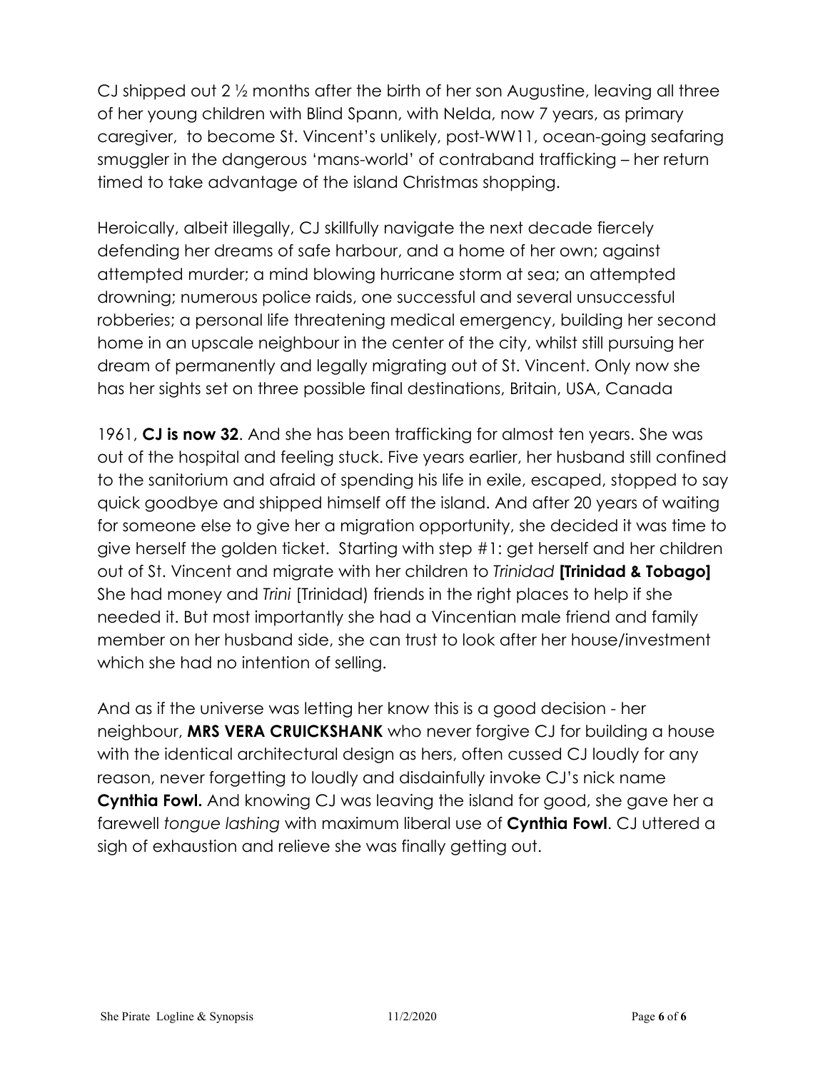CJ shipped out 2 ½ months after the birth of her son Augustine, leaving all three of her young children with Blind Spann, with Nelda, now 7 years, as primary caregiver, to become St. Vincent's unlikely, post-WW11, ocean-going seafaring smuggler in the dangerous 'mans-world' of contraband trafficking – her return timed to take advantage of the island Christmas shopping.

Heroically, albeit illegally, CJ skillfully navigate the next decade fiercely defending her dreams of safe harbour, and a home of her own; against attempted murder; a mind blowing hurricane storm at sea; an attempted drowning; numerous police raids, one successful and several unsuccessful robberies; a personal life threatening medical emergency, building her second home in an upscale neighbour in the center of the city, whilst still pursuing her dream of permanently and legally migrating out of St. Vincent. Only now she has her sights set on three possible final destinations, Britain, USA, Canada

1961, **CJ is now 32**. And she has been trafficking for almost ten years. She was out of the hospital and feeling stuck. Five years earlier, her husband still confined to the sanitorium and afraid of spending his life in exile, escaped, stopped to say quick goodbye and shipped himself off the island. And after 20 years of waiting for someone else to give her a migration opportunity, she decided it was time to give herself the golden ticket. Starting with step #1: get herself and her children out of St. Vincent and migrate with her children to *Trinidad* **[Trinidad & Tobago]** She had money and *Trini* [Trinidad) friends in the right places to help if she needed it. But most importantly she had a Vincentian male friend and family member on her husband side, she can trust to look after her house/investment which she had no intention of selling.

And as if the universe was letting her know this is a good decision - her neighbour, **MRS VERA CRUICKSHANK** who never forgive CJ for building a house with the identical architectural design as hers, often cussed CJ loudly for any reason, never forgetting to loudly and disdainfully invoke CJ's nick name **Cynthia Fowl.** And knowing CJ was leaving the island for good, she gave her a farewell *tongue lashing* with maximum liberal use of **Cynthia Fowl**. CJ uttered a sigh of exhaustion and relieve she was finally getting out.